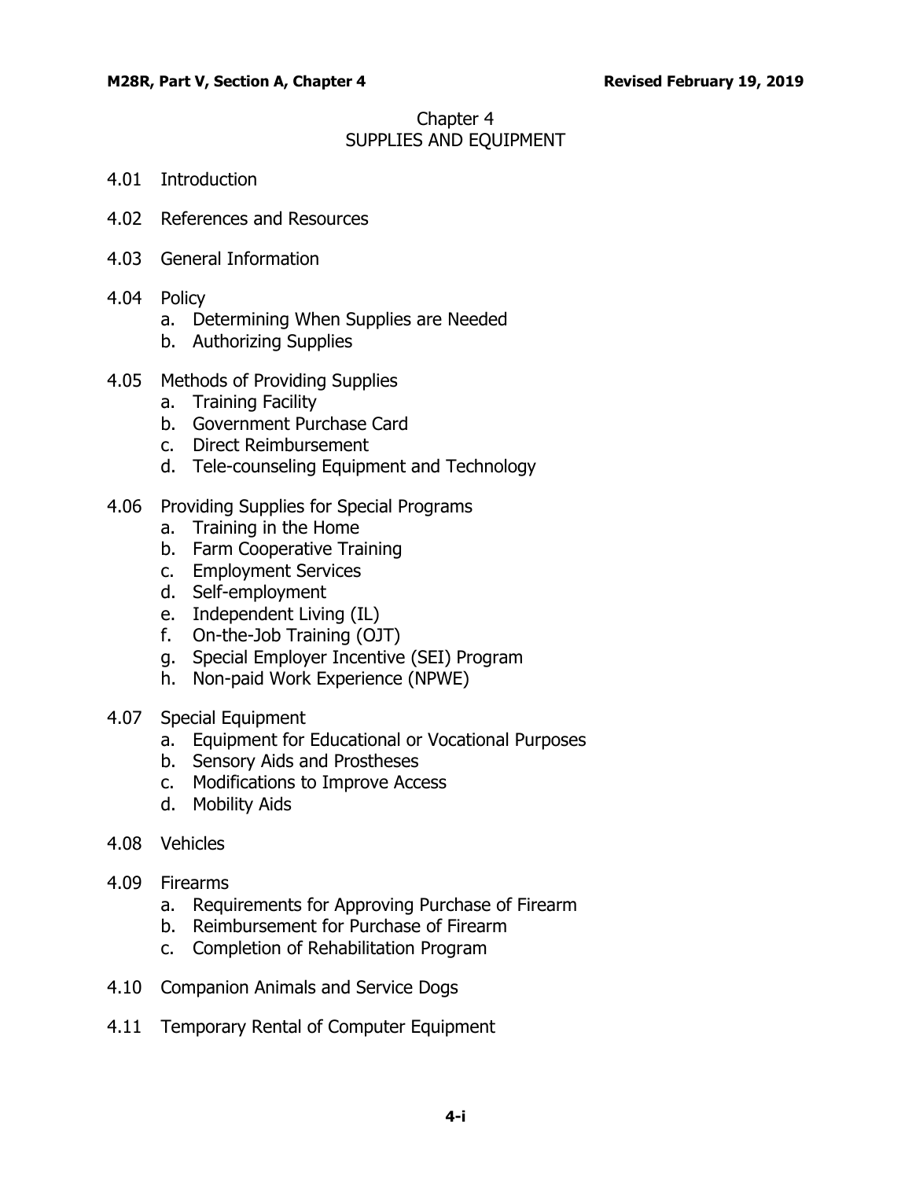# Chapter 4
# SUPPLIES AND EQUIPMENT

4.01 Introduction

4.02 References and Resources

4.03 General Information

4.04 Policy
- a. Determining When Supplies are Needed
- b. Authorizing Supplies

4.05 Methods of Providing Supplies
- a. Training Facility
- b. Government Purchase Card
- c. Direct Reimbursement
- d. Tele-counseling Equipment and Technology

4.06 Providing Supplies for Special Programs
- a. Training in the Home
- b. Farm Cooperative Training
- c. Employment Services
- d. Self-employment
- e. Independent Living (IL)
- f. On-the-Job Training (OJT)
- g. Special Employer Incentive (SEI) Program
- h. Non-paid Work Experience (NPWE)

4.07 Special Equipment
- a. Equipment for Educational or Vocational Purposes
- b. Sensory Aids and Prostheses
- c. Modifications to Improve Access
- d. Mobility Aids

4.08 Vehicles

4.09 Firearms
- a. Requirements for Approving Purchase of Firearm
- b. Reimbursement for Purchase of Firearm
- c. Completion of Rehabilitation Program

4.10 Companion Animals and Service Dogs

4.11 Temporary Rental of Computer Equipment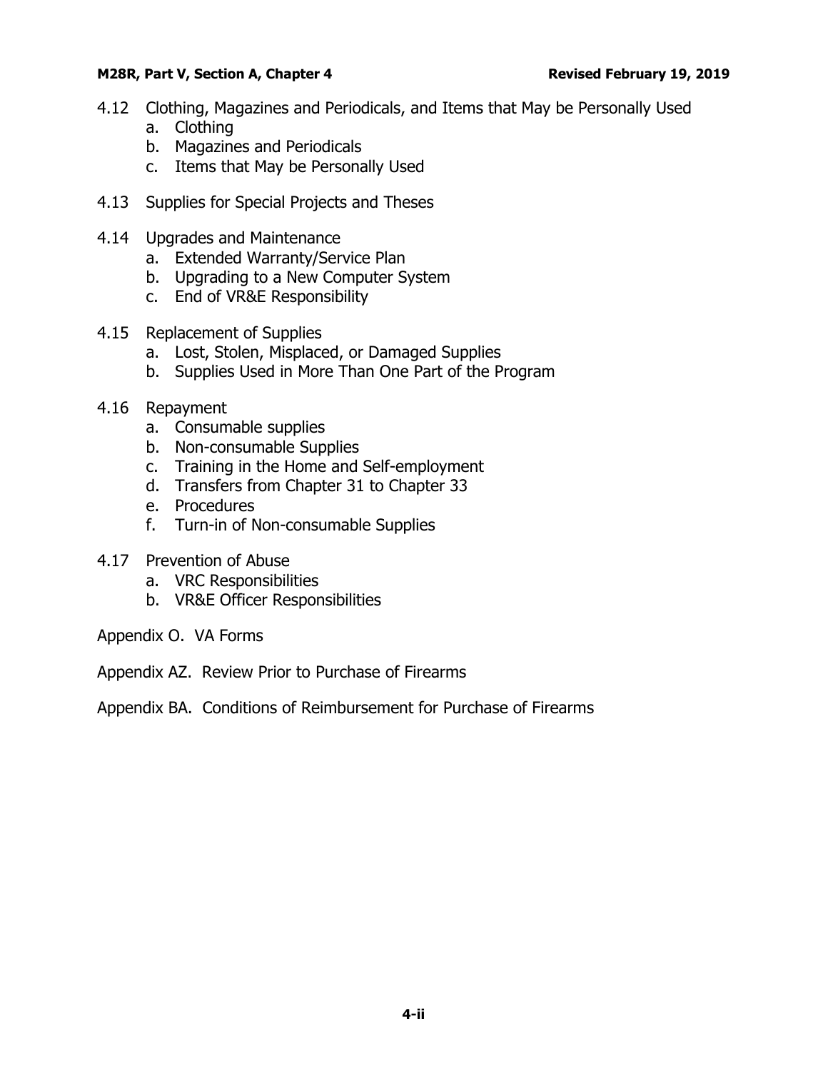4.12 Clothing, Magazines and Periodicals, and Items that May be Personally Used
   a. Clothing
   b. Magazines and Periodicals
   c. Items that May be Personally Used

4.13 Supplies for Special Projects and Theses

4.14 Upgrades and Maintenance
   a. Extended Warranty/Service Plan
   b. Upgrading to a New Computer System
   c. End of VR&E Responsibility

4.15 Replacement of Supplies
   a. Lost, Stolen, Misplaced, or Damaged Supplies
   b. Supplies Used in More Than One Part of the Program

4.16 Repayment
   a. Consumable supplies
   b. Non-consumable Supplies
   c. Training in the Home and Self-employment
   d. Transfers from Chapter 31 to Chapter 33
   e. Procedures
   f. Turn-in of Non-consumable Supplies

4.17 Prevention of Abuse
   a. VRC Responsibilities
   b. VR&E Officer Responsibilities

Appendix O. VA Forms

Appendix AZ. Review Prior to Purchase of Firearms

Appendix BA. Conditions of Reimbursement for Purchase of Firearms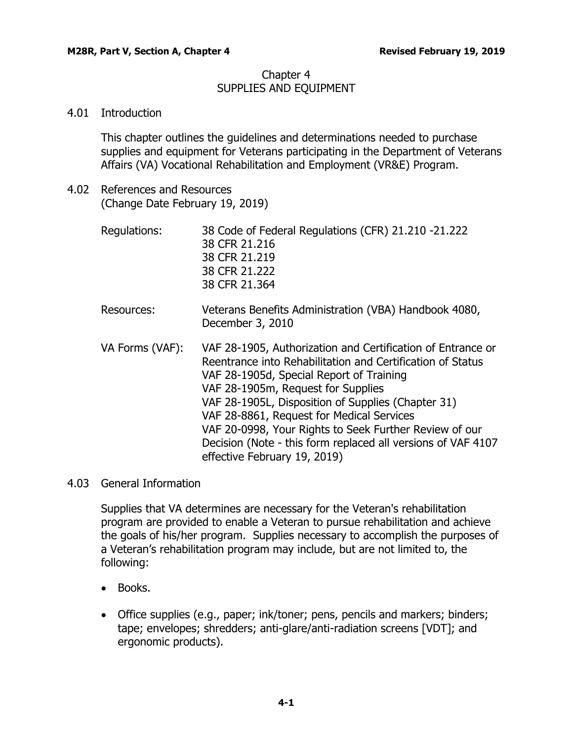# Chapter 4
# SUPPLIES AND EQUIPMENT

## 4.01 Introduction

This chapter outlines the guidelines and determinations needed to purchase supplies and equipment for Veterans participating in the Department of Veterans Affairs (VA) Vocational Rehabilitation and Employment (VR&E) Program.

## 4.02 References and Resources
(Change Date February 19, 2019)

| | |
|---|---|
| Regulations: | 38 Code of Federal Regulations (CFR) 21.210 -21.222<br>38 CFR 21.216<br>38 CFR 21.219<br>38 CFR 21.222<br>38 CFR 21.364 |
| Resources: | Veterans Benefits Administration (VBA) Handbook 4080, December 3, 2010 |
| VA Forms (VAF): | VAF 28-1905, Authorization and Certification of Entrance or Reentrance into Rehabilitation and Certification of Status<br>VAF 28-1905d, Special Report of Training<br>VAF 28-1905m, Request for Supplies<br>VAF 28-1905L, Disposition of Supplies (Chapter 31)<br>VAF 28-8861, Request for Medical Services<br>VAF 20-0998, Your Rights to Seek Further Review of our Decision (Note - this form replaced all versions of VAF 4107 effective February 19, 2019) |

## 4.03 General Information

Supplies that VA determines are necessary for the Veteran's rehabilitation program are provided to enable a Veteran to pursue rehabilitation and achieve the goals of his/her program. Supplies necessary to accomplish the purposes of a Veteran's rehabilitation program may include, but are not limited to, the following:

- Books.
- Office supplies (e.g., paper; ink/toner; pens, pencils and markers; binders; tape; envelopes; shredders; anti-glare/anti-radiation screens [VDT]; and ergonomic products).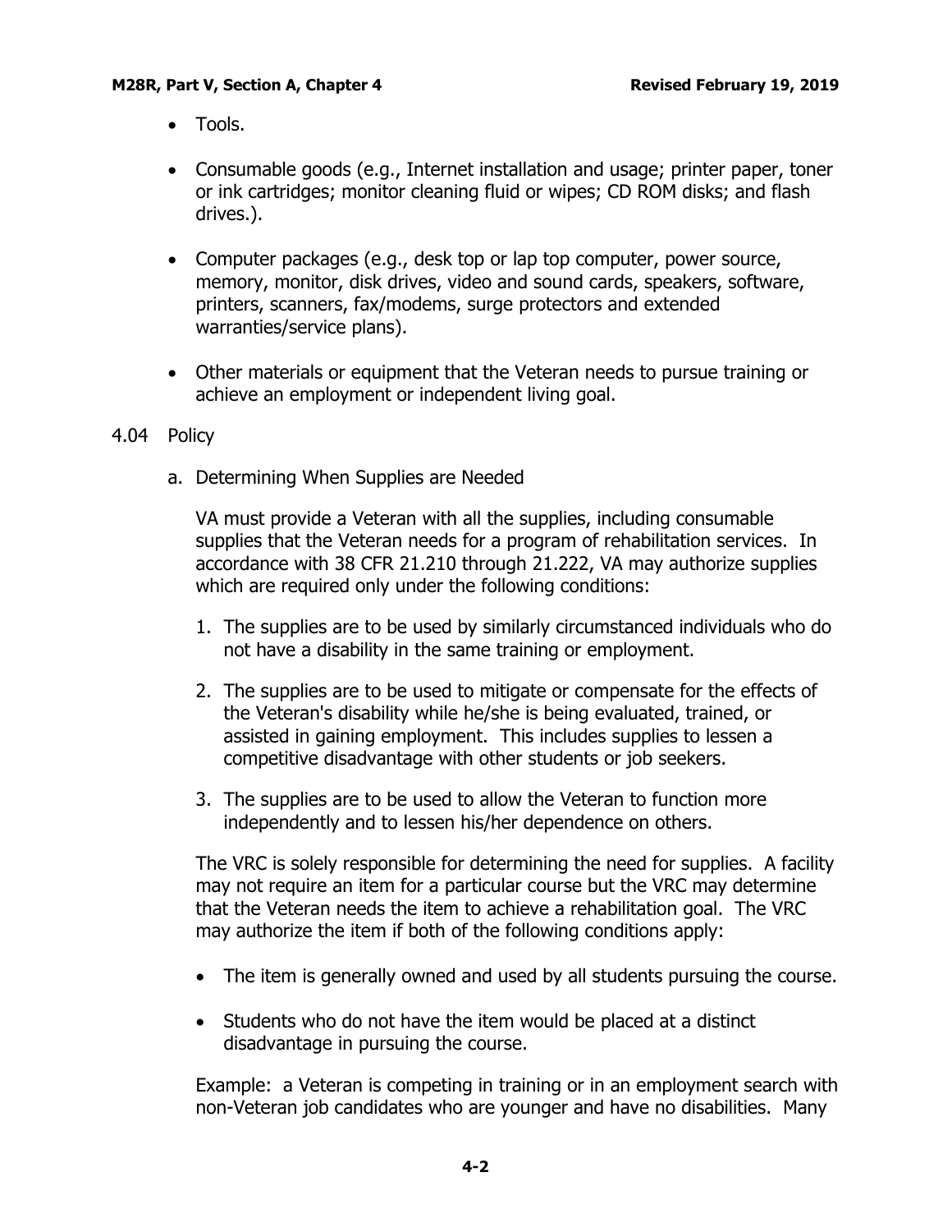- Tools.

- Consumable goods (e.g., Internet installation and usage; printer paper, toner or ink cartridges; monitor cleaning fluid or wipes; CD ROM disks; and flash drives.).

- Computer packages (e.g., desk top or lap top computer, power source, memory, monitor, disk drives, video and sound cards, speakers, software, printers, scanners, fax/modems, surge protectors and extended warranties/service plans).

- Other materials or equipment that the Veteran needs to pursue training or achieve an employment or independent living goal.

4.04 Policy

a. Determining When Supplies are Needed

VA must provide a Veteran with all the supplies, including consumable supplies that the Veteran needs for a program of rehabilitation services. In accordance with 38 CFR 21.210 through 21.222, VA may authorize supplies which are required only under the following conditions:

1. The supplies are to be used by similarly circumstanced individuals who do not have a disability in the same training or employment.

2. The supplies are to be used to mitigate or compensate for the effects of the Veteran's disability while he/she is being evaluated, trained, or assisted in gaining employment. This includes supplies to lessen a competitive disadvantage with other students or job seekers.

3. The supplies are to be used to allow the Veteran to function more independently and to lessen his/her dependence on others.

The VRC is solely responsible for determining the need for supplies. A facility may not require an item for a particular course but the VRC may determine that the Veteran needs the item to achieve a rehabilitation goal. The VRC may authorize the item if both of the following conditions apply:

- The item is generally owned and used by all students pursuing the course.

- Students who do not have the item would be placed at a distinct disadvantage in pursuing the course.

Example: a Veteran is competing in training or in an employment search with non-Veteran job candidates who are younger and have no disabilities. Many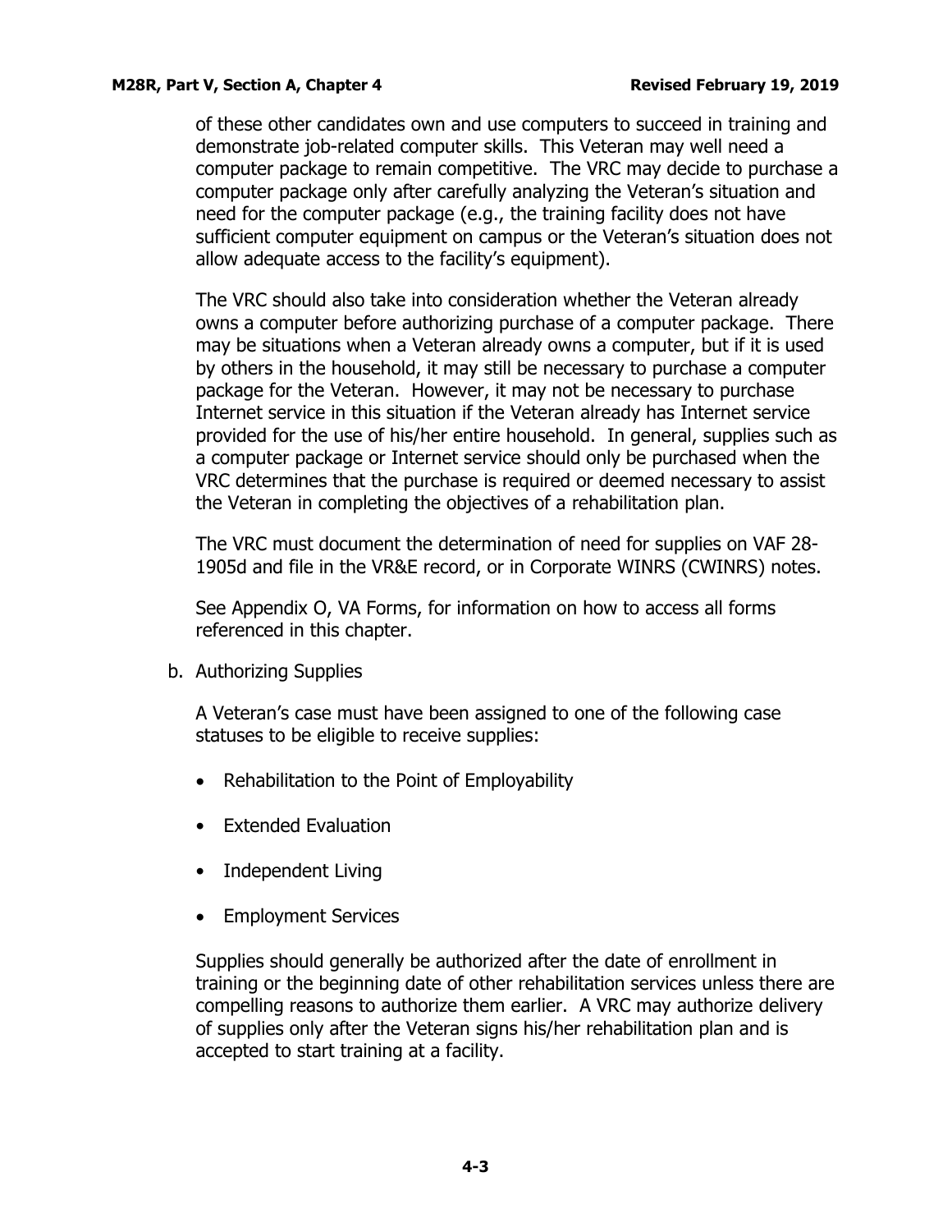of these other candidates own and use computers to succeed in training and demonstrate job-related computer skills. This Veteran may well need a computer package to remain competitive. The VRC may decide to purchase a computer package only after carefully analyzing the Veteran's situation and need for the computer package (e.g., the training facility does not have sufficient computer equipment on campus or the Veteran's situation does not allow adequate access to the facility's equipment).

The VRC should also take into consideration whether the Veteran already owns a computer before authorizing purchase of a computer package. There may be situations when a Veteran already owns a computer, but if it is used by others in the household, it may still be necessary to purchase a computer package for the Veteran. However, it may not be necessary to purchase Internet service in this situation if the Veteran already has Internet service provided for the use of his/her entire household. In general, supplies such as a computer package or Internet service should only be purchased when the VRC determines that the purchase is required or deemed necessary to assist the Veteran in completing the objectives of a rehabilitation plan.

The VRC must document the determination of need for supplies on VAF 28-1905d and file in the VR&E record, or in Corporate WINRS (CWINRS) notes.

See Appendix O, VA Forms, for information on how to access all forms referenced in this chapter.

b. Authorizing Supplies

A Veteran's case must have been assigned to one of the following case statuses to be eligible to receive supplies:

- Rehabilitation to the Point of Employability
- Extended Evaluation
- Independent Living
- Employment Services

Supplies should generally be authorized after the date of enrollment in training or the beginning date of other rehabilitation services unless there are compelling reasons to authorize them earlier. A VRC may authorize delivery of supplies only after the Veteran signs his/her rehabilitation plan and is accepted to start training at a facility.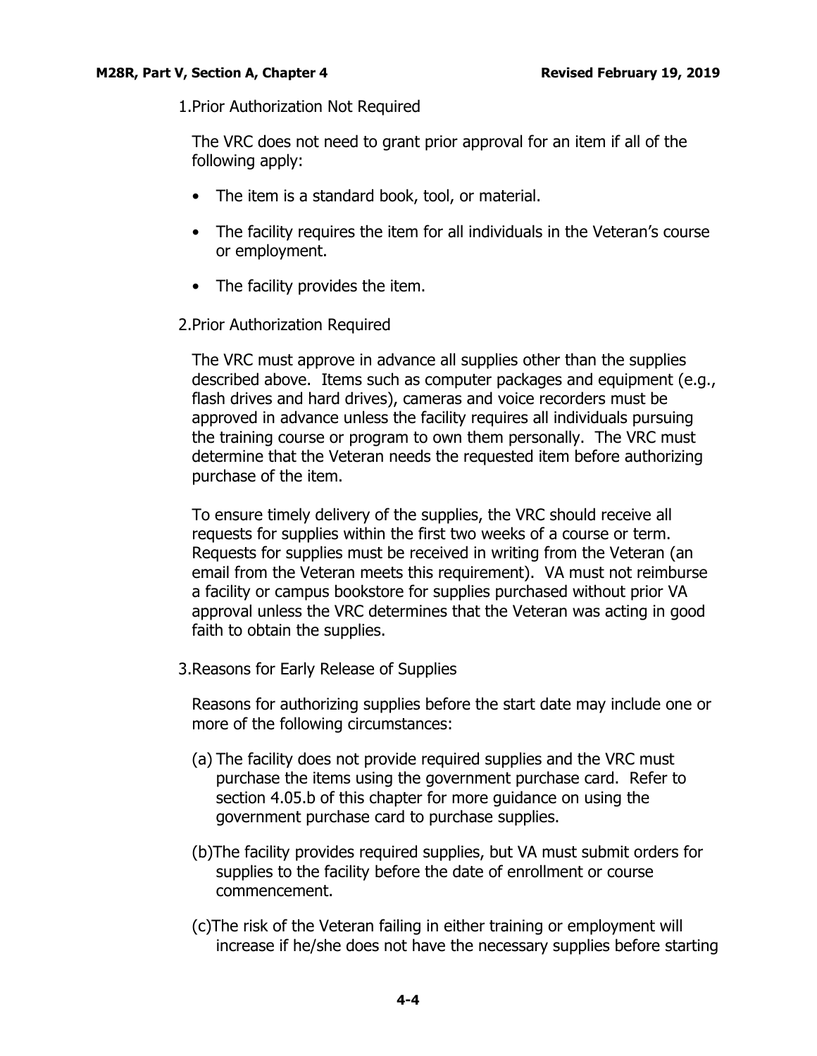1. Prior Authorization Not Required

   The VRC does not need to grant prior approval for an item if all of the following apply:

   - The item is a standard book, tool, or material.
   - The facility requires the item for all individuals in the Veteran's course or employment.
   - The facility provides the item.

2. Prior Authorization Required

   The VRC must approve in advance all supplies other than the supplies described above. Items such as computer packages and equipment (e.g., flash drives and hard drives), cameras and voice recorders must be approved in advance unless the facility requires all individuals pursuing the training course or program to own them personally. The VRC must determine that the Veteran needs the requested item before authorizing purchase of the item.

   To ensure timely delivery of the supplies, the VRC should receive all requests for supplies within the first two weeks of a course or term. Requests for supplies must be received in writing from the Veteran (an email from the Veteran meets this requirement). VA must not reimburse a facility or campus bookstore for supplies purchased without prior VA approval unless the VRC determines that the Veteran was acting in good faith to obtain the supplies.

3. Reasons for Early Release of Supplies

   Reasons for authorizing supplies before the start date may include one or more of the following circumstances:

   (a) The facility does not provide required supplies and the VRC must purchase the items using the government purchase card. Refer to section 4.05.b of this chapter for more guidance on using the government purchase card to purchase supplies.

   (b) The facility provides required supplies, but VA must submit orders for supplies to the facility before the date of enrollment or course commencement.

   (c) The risk of the Veteran failing in either training or employment will increase if he/she does not have the necessary supplies before starting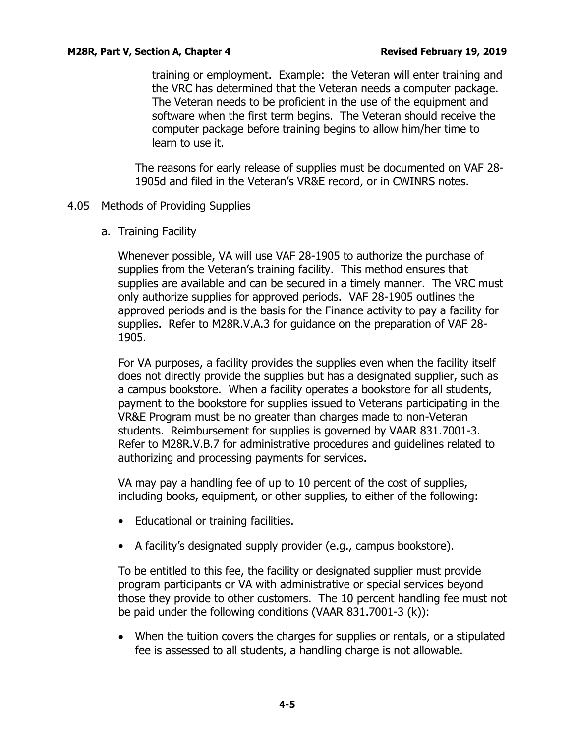training or employment. Example: the Veteran will enter training and the VRC has determined that the Veteran needs a computer package. The Veteran needs to be proficient in the use of the equipment and software when the first term begins. The Veteran should receive the computer package before training begins to allow him/her time to learn to use it.

The reasons for early release of supplies must be documented on VAF 28-1905d and filed in the Veteran's VR&E record, or in CWINRS notes.

## 4.05 Methods of Providing Supplies

### a. Training Facility

Whenever possible, VA will use VAF 28-1905 to authorize the purchase of supplies from the Veteran's training facility. This method ensures that supplies are available and can be secured in a timely manner. The VRC must only authorize supplies for approved periods. VAF 28-1905 outlines the approved periods and is the basis for the Finance activity to pay a facility for supplies. Refer to M28R.V.A.3 for guidance on the preparation of VAF 28-1905.

For VA purposes, a facility provides the supplies even when the facility itself does not directly provide the supplies but has a designated supplier, such as a campus bookstore. When a facility operates a bookstore for all students, payment to the bookstore for supplies issued to Veterans participating in the VR&E Program must be no greater than charges made to non-Veteran students. Reimbursement for supplies is governed by VAAR 831.7001-3. Refer to M28R.V.B.7 for administrative procedures and guidelines related to authorizing and processing payments for services.

VA may pay a handling fee of up to 10 percent of the cost of supplies, including books, equipment, or other supplies, to either of the following:

- Educational or training facilities.
- A facility's designated supply provider (e.g., campus bookstore).

To be entitled to this fee, the facility or designated supplier must provide program participants or VA with administrative or special services beyond those they provide to other customers. The 10 percent handling fee must not be paid under the following conditions (VAAR 831.7001-3 (k)):

- When the tuition covers the charges for supplies or rentals, or a stipulated fee is assessed to all students, a handling charge is not allowable.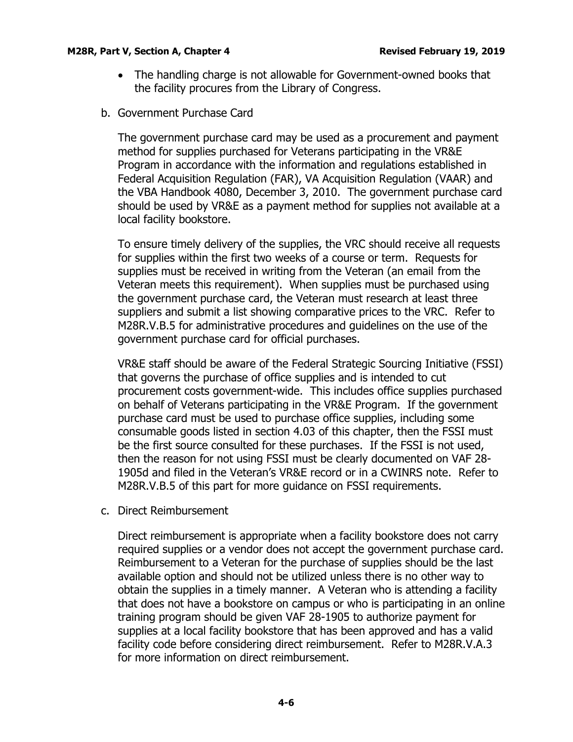- The handling charge is not allowable for Government-owned books that the facility procures from the Library of Congress.

b. Government Purchase Card

The government purchase card may be used as a procurement and payment method for supplies purchased for Veterans participating in the VR&E Program in accordance with the information and regulations established in Federal Acquisition Regulation (FAR), VA Acquisition Regulation (VAAR) and the VBA Handbook 4080, December 3, 2010. The government purchase card should be used by VR&E as a payment method for supplies not available at a local facility bookstore.

To ensure timely delivery of the supplies, the VRC should receive all requests for supplies within the first two weeks of a course or term. Requests for supplies must be received in writing from the Veteran (an email from the Veteran meets this requirement). When supplies must be purchased using the government purchase card, the Veteran must research at least three suppliers and submit a list showing comparative prices to the VRC. Refer to M28R.V.B.5 for administrative procedures and guidelines on the use of the government purchase card for official purchases.

VR&E staff should be aware of the Federal Strategic Sourcing Initiative (FSSI) that governs the purchase of office supplies and is intended to cut procurement costs government-wide. This includes office supplies purchased on behalf of Veterans participating in the VR&E Program. If the government purchase card must be used to purchase office supplies, including some consumable goods listed in section 4.03 of this chapter, then the FSSI must be the first source consulted for these purchases. If the FSSI is not used, then the reason for not using FSSI must be clearly documented on VAF 28-1905d and filed in the Veteran's VR&E record or in a CWINRS note. Refer to M28R.V.B.5 of this part for more guidance on FSSI requirements.

c. Direct Reimbursement

Direct reimbursement is appropriate when a facility bookstore does not carry required supplies or a vendor does not accept the government purchase card. Reimbursement to a Veteran for the purchase of supplies should be the last available option and should not be utilized unless there is no other way to obtain the supplies in a timely manner. A Veteran who is attending a facility that does not have a bookstore on campus or who is participating in an online training program should be given VAF 28-1905 to authorize payment for supplies at a local facility bookstore that has been approved and has a valid facility code before considering direct reimbursement. Refer to M28R.V.A.3 for more information on direct reimbursement.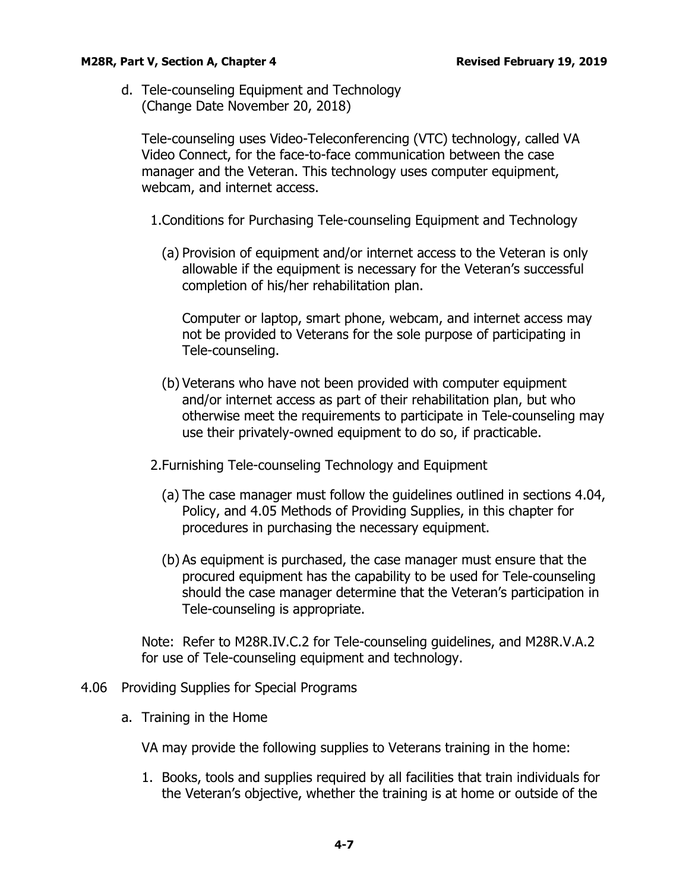d. Tele-counseling Equipment and Technology
(Change Date November 20, 2018)

Tele-counseling uses Video-Teleconferencing (VTC) technology, called VA Video Connect, for the face-to-face communication between the case manager and the Veteran. This technology uses computer equipment, webcam, and internet access.

1.Conditions for Purchasing Tele-counseling Equipment and Technology

(a) Provision of equipment and/or internet access to the Veteran is only allowable if the equipment is necessary for the Veteran's successful completion of his/her rehabilitation plan.

Computer or laptop, smart phone, webcam, and internet access may not be provided to Veterans for the sole purpose of participating in Tele-counseling.

(b) Veterans who have not been provided with computer equipment and/or internet access as part of their rehabilitation plan, but who otherwise meet the requirements to participate in Tele-counseling may use their privately-owned equipment to do so, if practicable.

2.Furnishing Tele-counseling Technology and Equipment

(a) The case manager must follow the guidelines outlined in sections 4.04, Policy, and 4.05 Methods of Providing Supplies, in this chapter for procedures in purchasing the necessary equipment.

(b) As equipment is purchased, the case manager must ensure that the procured equipment has the capability to be used for Tele-counseling should the case manager determine that the Veteran's participation in Tele-counseling is appropriate.

Note: Refer to M28R.IV.C.2 for Tele-counseling guidelines, and M28R.V.A.2 for use of Tele-counseling equipment and technology.

## 4.06 Providing Supplies for Special Programs

a. Training in the Home

VA may provide the following supplies to Veterans training in the home:

1. Books, tools and supplies required by all facilities that train individuals for the Veteran's objective, whether the training is at home or outside of the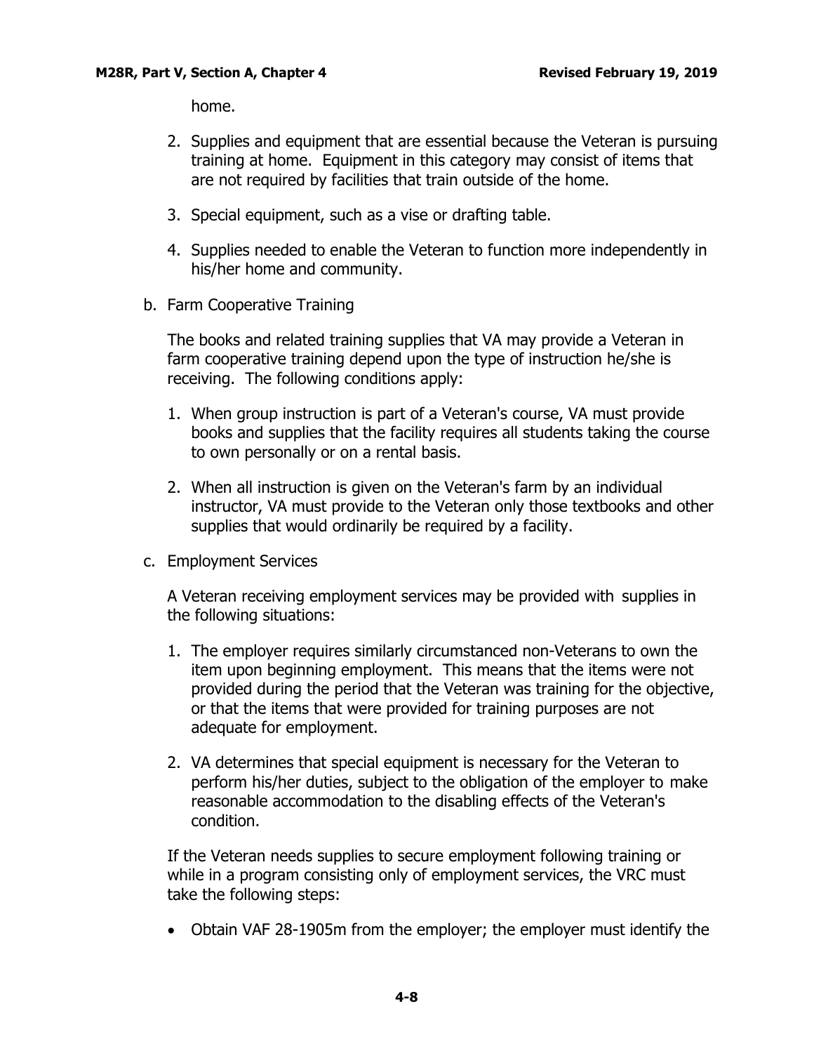home.

2. Supplies and equipment that are essential because the Veteran is pursuing training at home. Equipment in this category may consist of items that are not required by facilities that train outside of the home.

3. Special equipment, such as a vise or drafting table.

4. Supplies needed to enable the Veteran to function more independently in his/her home and community.

b. Farm Cooperative Training

The books and related training supplies that VA may provide a Veteran in farm cooperative training depend upon the type of instruction he/she is receiving. The following conditions apply:

1. When group instruction is part of a Veteran's course, VA must provide books and supplies that the facility requires all students taking the course to own personally or on a rental basis.

2. When all instruction is given on the Veteran's farm by an individual instructor, VA must provide to the Veteran only those textbooks and other supplies that would ordinarily be required by a facility.

c. Employment Services

A Veteran receiving employment services may be provided with supplies in the following situations:

1. The employer requires similarly circumstanced non-Veterans to own the item upon beginning employment. This means that the items were not provided during the period that the Veteran was training for the objective, or that the items that were provided for training purposes are not adequate for employment.

2. VA determines that special equipment is necessary for the Veteran to perform his/her duties, subject to the obligation of the employer to make reasonable accommodation to the disabling effects of the Veteran's condition.

If the Veteran needs supplies to secure employment following training or while in a program consisting only of employment services, the VRC must take the following steps:

- Obtain VAF 28-1905m from the employer; the employer must identify the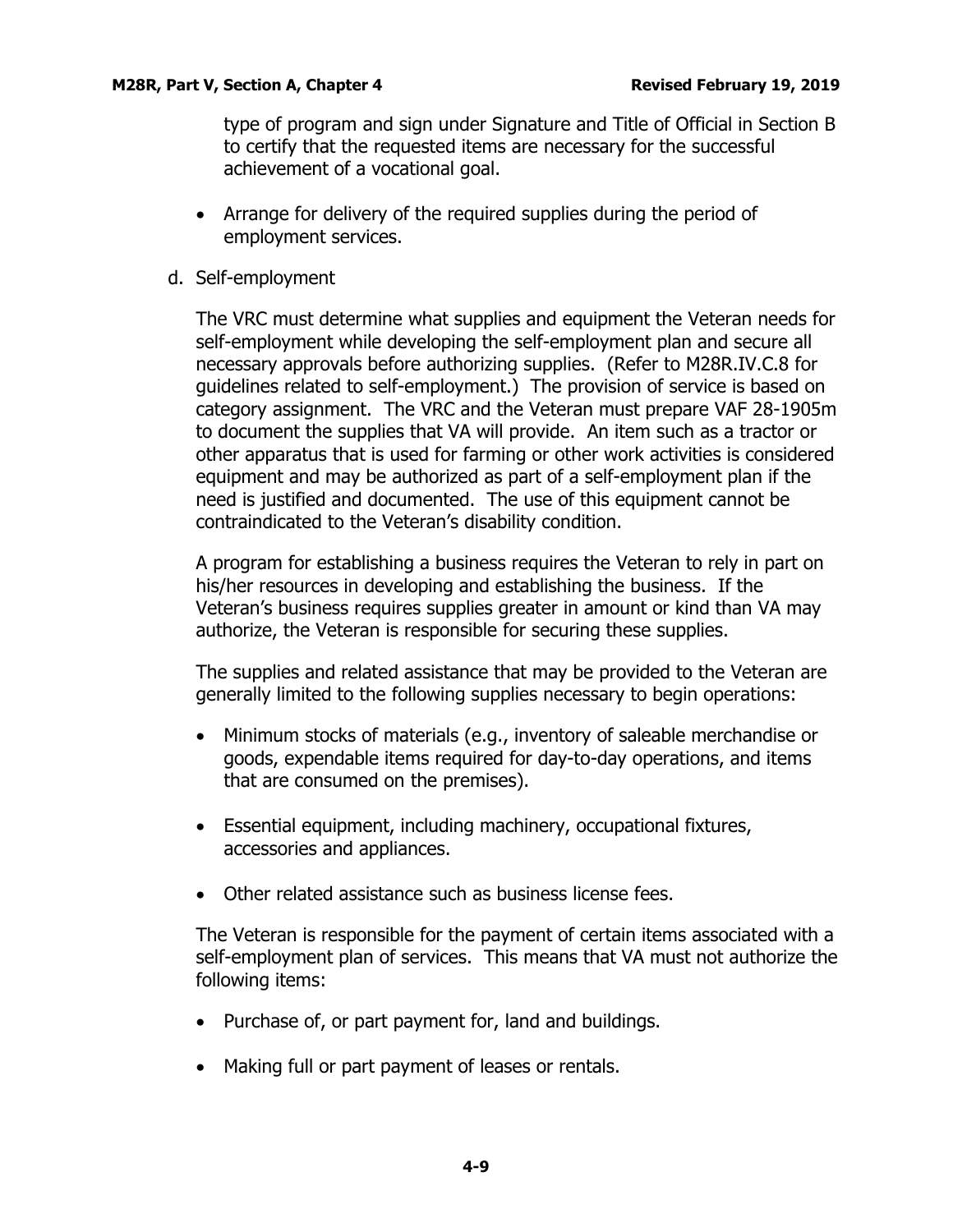type of program and sign under Signature and Title of Official in Section B to certify that the requested items are necessary for the successful achievement of a vocational goal.

- Arrange for delivery of the required supplies during the period of employment services.

d. Self-employment

The VRC must determine what supplies and equipment the Veteran needs for self-employment while developing the self-employment plan and secure all necessary approvals before authorizing supplies. (Refer to M28R.IV.C.8 for guidelines related to self-employment.) The provision of service is based on category assignment. The VRC and the Veteran must prepare VAF 28-1905m to document the supplies that VA will provide. An item such as a tractor or other apparatus that is used for farming or other work activities is considered equipment and may be authorized as part of a self-employment plan if the need is justified and documented. The use of this equipment cannot be contraindicated to the Veteran's disability condition.

A program for establishing a business requires the Veteran to rely in part on his/her resources in developing and establishing the business. If the Veteran's business requires supplies greater in amount or kind than VA may authorize, the Veteran is responsible for securing these supplies.

The supplies and related assistance that may be provided to the Veteran are generally limited to the following supplies necessary to begin operations:

- Minimum stocks of materials (e.g., inventory of saleable merchandise or goods, expendable items required for day-to-day operations, and items that are consumed on the premises).

- Essential equipment, including machinery, occupational fixtures, accessories and appliances.

- Other related assistance such as business license fees.

The Veteran is responsible for the payment of certain items associated with a self-employment plan of services. This means that VA must not authorize the following items:

- Purchase of, or part payment for, land and buildings.

- Making full or part payment of leases or rentals.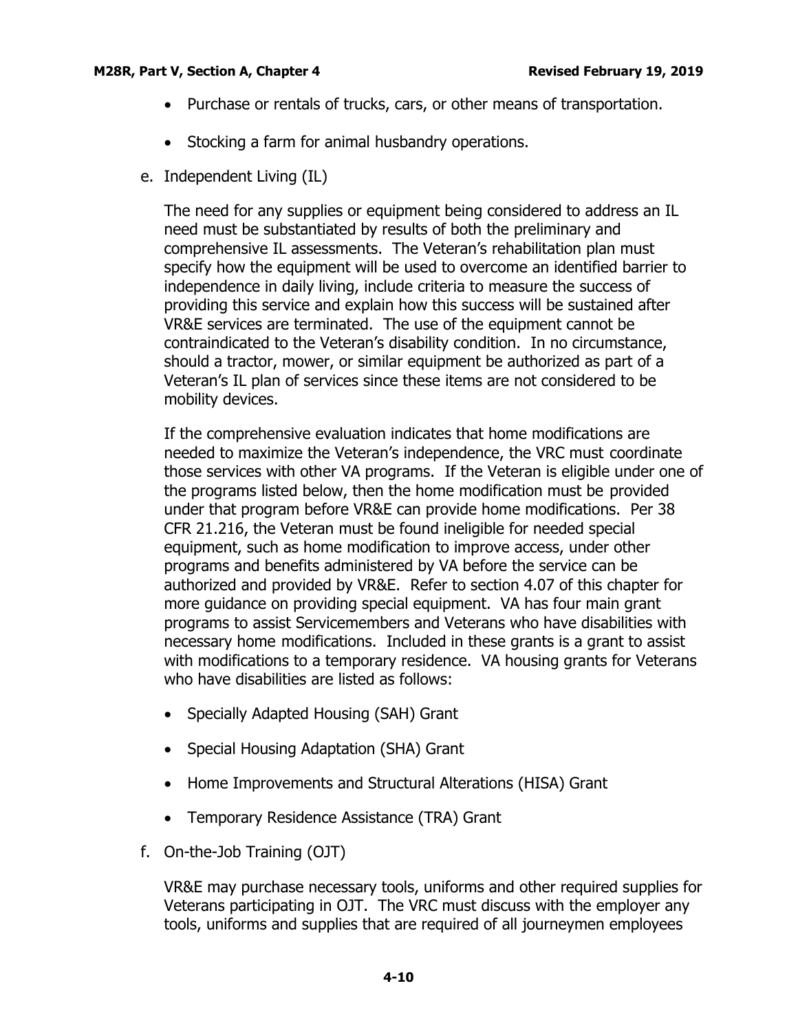- Purchase or rentals of trucks, cars, or other means of transportation.

- Stocking a farm for animal husbandry operations.

e. Independent Living (IL)

The need for any supplies or equipment being considered to address an IL need must be substantiated by results of both the preliminary and comprehensive IL assessments. The Veteran's rehabilitation plan must specify how the equipment will be used to overcome an identified barrier to independence in daily living, include criteria to measure the success of providing this service and explain how this success will be sustained after VR&E services are terminated. The use of the equipment cannot be contraindicated to the Veteran's disability condition. In no circumstance, should a tractor, mower, or similar equipment be authorized as part of a Veteran's IL plan of services since these items are not considered to be mobility devices.

If the comprehensive evaluation indicates that home modifications are needed to maximize the Veteran's independence, the VRC must coordinate those services with other VA programs. If the Veteran is eligible under one of the programs listed below, then the home modification must be provided under that program before VR&E can provide home modifications. Per 38 CFR 21.216, the Veteran must be found ineligible for needed special equipment, such as home modification to improve access, under other programs and benefits administered by VA before the service can be authorized and provided by VR&E. Refer to section 4.07 of this chapter for more guidance on providing special equipment. VA has four main grant programs to assist Servicemembers and Veterans who have disabilities with necessary home modifications. Included in these grants is a grant to assist with modifications to a temporary residence. VA housing grants for Veterans who have disabilities are listed as follows:

- Specially Adapted Housing (SAH) Grant

- Special Housing Adaptation (SHA) Grant

- Home Improvements and Structural Alterations (HISA) Grant

- Temporary Residence Assistance (TRA) Grant

f. On-the-Job Training (OJT)

VR&E may purchase necessary tools, uniforms and other required supplies for Veterans participating in OJT. The VRC must discuss with the employer any tools, uniforms and supplies that are required of all journeymen employees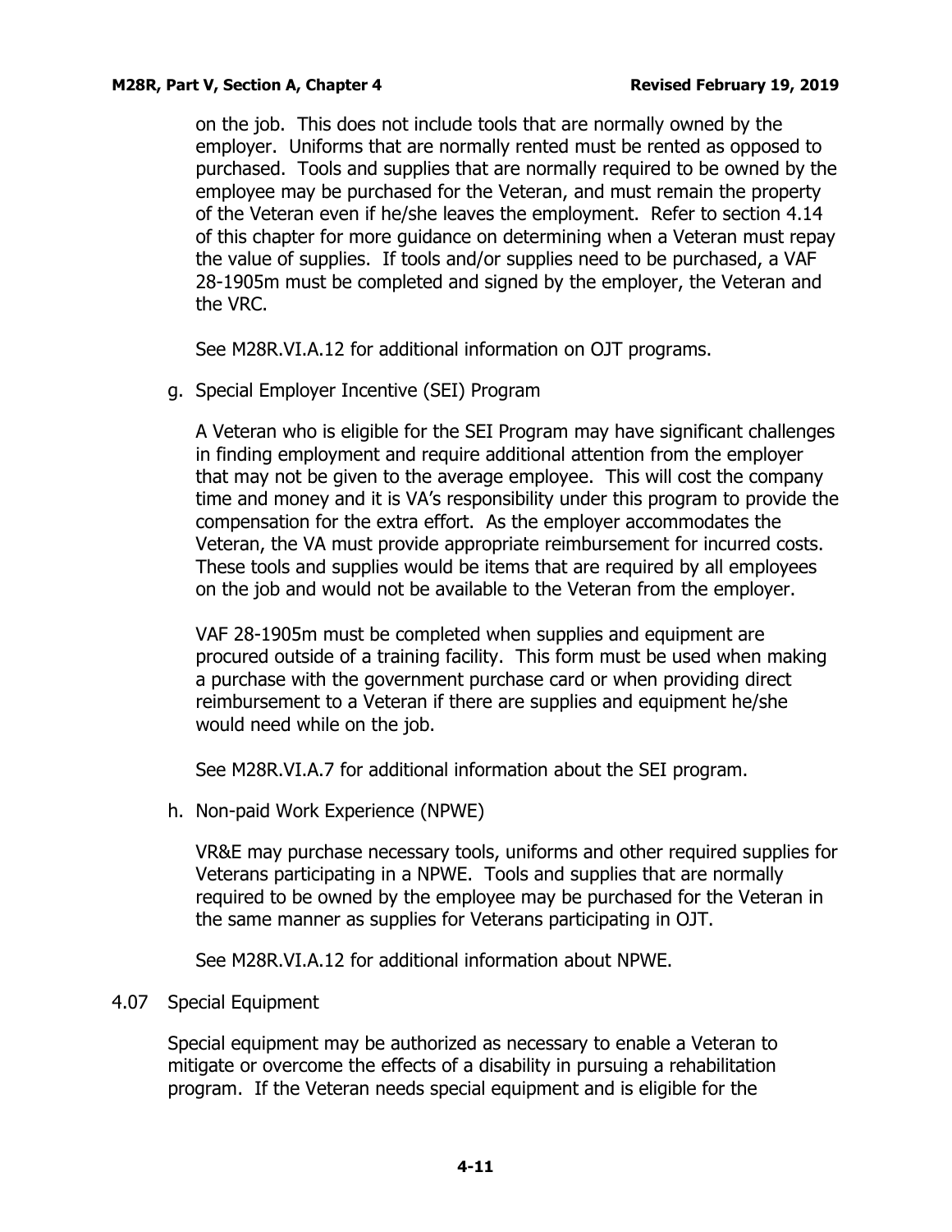on the job. This does not include tools that are normally owned by the employer. Uniforms that are normally rented must be rented as opposed to purchased. Tools and supplies that are normally required to be owned by the employee may be purchased for the Veteran, and must remain the property of the Veteran even if he/she leaves the employment. Refer to section 4.14 of this chapter for more guidance on determining when a Veteran must repay the value of supplies. If tools and/or supplies need to be purchased, a VAF 28-1905m must be completed and signed by the employer, the Veteran and the VRC.

See M28R.VI.A.12 for additional information on OJT programs.

g. Special Employer Incentive (SEI) Program

A Veteran who is eligible for the SEI Program may have significant challenges in finding employment and require additional attention from the employer that may not be given to the average employee. This will cost the company time and money and it is VA's responsibility under this program to provide the compensation for the extra effort. As the employer accommodates the Veteran, the VA must provide appropriate reimbursement for incurred costs. These tools and supplies would be items that are required by all employees on the job and would not be available to the Veteran from the employer.

VAF 28-1905m must be completed when supplies and equipment are procured outside of a training facility. This form must be used when making a purchase with the government purchase card or when providing direct reimbursement to a Veteran if there are supplies and equipment he/she would need while on the job.

See M28R.VI.A.7 for additional information about the SEI program.

h. Non-paid Work Experience (NPWE)

VR&E may purchase necessary tools, uniforms and other required supplies for Veterans participating in a NPWE. Tools and supplies that are normally required to be owned by the employee may be purchased for the Veteran in the same manner as supplies for Veterans participating in OJT.

See M28R.VI.A.12 for additional information about NPWE.

## 4.07 Special Equipment

Special equipment may be authorized as necessary to enable a Veteran to mitigate or overcome the effects of a disability in pursuing a rehabilitation program. If the Veteran needs special equipment and is eligible for the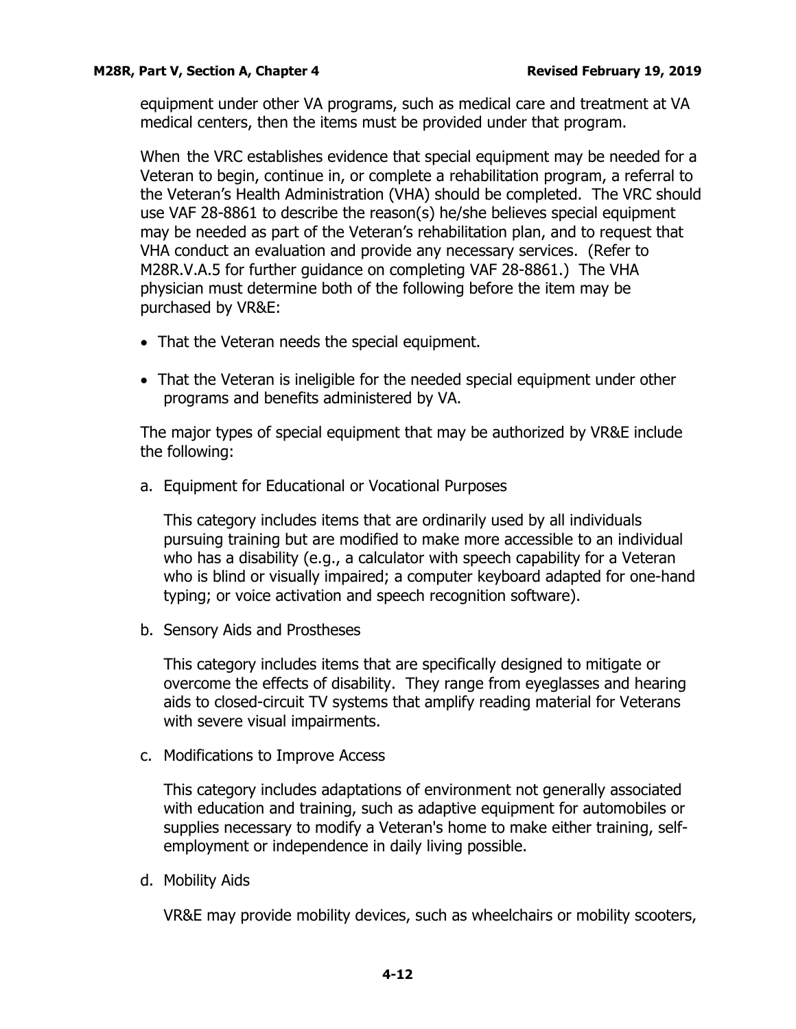equipment under other VA programs, such as medical care and treatment at VA medical centers, then the items must be provided under that program.

When the VRC establishes evidence that special equipment may be needed for a Veteran to begin, continue in, or complete a rehabilitation program, a referral to the Veteran's Health Administration (VHA) should be completed. The VRC should use VAF 28-8861 to describe the reason(s) he/she believes special equipment may be needed as part of the Veteran's rehabilitation plan, and to request that VHA conduct an evaluation and provide any necessary services. (Refer to M28R.V.A.5 for further guidance on completing VAF 28-8861.) The VHA physician must determine both of the following before the item may be purchased by VR&E:

- That the Veteran needs the special equipment.
- That the Veteran is ineligible for the needed special equipment under other programs and benefits administered by VA.

The major types of special equipment that may be authorized by VR&E include the following:

a. Equipment for Educational or Vocational Purposes

This category includes items that are ordinarily used by all individuals pursuing training but are modified to make more accessible to an individual who has a disability (e.g., a calculator with speech capability for a Veteran who is blind or visually impaired; a computer keyboard adapted for one-hand typing; or voice activation and speech recognition software).

b. Sensory Aids and Prostheses

This category includes items that are specifically designed to mitigate or overcome the effects of disability. They range from eyeglasses and hearing aids to closed-circuit TV systems that amplify reading material for Veterans with severe visual impairments.

c. Modifications to Improve Access

This category includes adaptations of environment not generally associated with education and training, such as adaptive equipment for automobiles or supplies necessary to modify a Veteran's home to make either training, self-employment or independence in daily living possible.

d. Mobility Aids

VR&E may provide mobility devices, such as wheelchairs or mobility scooters,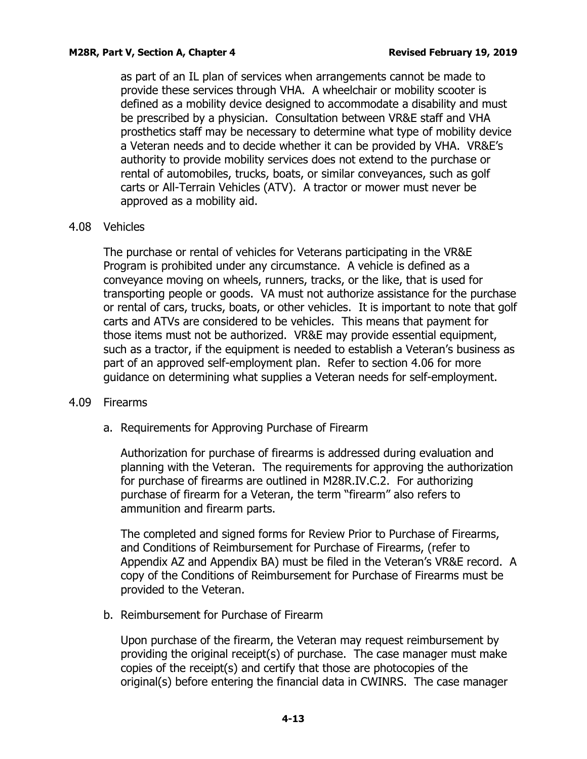as part of an IL plan of services when arrangements cannot be made to provide these services through VHA. A wheelchair or mobility scooter is defined as a mobility device designed to accommodate a disability and must be prescribed by a physician. Consultation between VR&E staff and VHA prosthetics staff may be necessary to determine what type of mobility device a Veteran needs and to decide whether it can be provided by VHA. VR&E's authority to provide mobility services does not extend to the purchase or rental of automobiles, trucks, boats, or similar conveyances, such as golf carts or All-Terrain Vehicles (ATV). A tractor or mower must never be approved as a mobility aid.

## 4.08 Vehicles

The purchase or rental of vehicles for Veterans participating in the VR&E Program is prohibited under any circumstance. A vehicle is defined as a conveyance moving on wheels, runners, tracks, or the like, that is used for transporting people or goods. VA must not authorize assistance for the purchase or rental of cars, trucks, boats, or other vehicles. It is important to note that golf carts and ATVs are considered to be vehicles. This means that payment for those items must not be authorized. VR&E may provide essential equipment, such as a tractor, if the equipment is needed to establish a Veteran's business as part of an approved self-employment plan. Refer to section 4.06 for more guidance on determining what supplies a Veteran needs for self-employment.

## 4.09 Firearms

### a. Requirements for Approving Purchase of Firearm

Authorization for purchase of firearms is addressed during evaluation and planning with the Veteran. The requirements for approving the authorization for purchase of firearms are outlined in M28R.IV.C.2. For authorizing purchase of firearm for a Veteran, the term "firearm" also refers to ammunition and firearm parts.

The completed and signed forms for Review Prior to Purchase of Firearms, and Conditions of Reimbursement for Purchase of Firearms, (refer to Appendix AZ and Appendix BA) must be filed in the Veteran's VR&E record. A copy of the Conditions of Reimbursement for Purchase of Firearms must be provided to the Veteran.

### b. Reimbursement for Purchase of Firearm

Upon purchase of the firearm, the Veteran may request reimbursement by providing the original receipt(s) of purchase. The case manager must make copies of the receipt(s) and certify that those are photocopies of the original(s) before entering the financial data in CWINRS. The case manager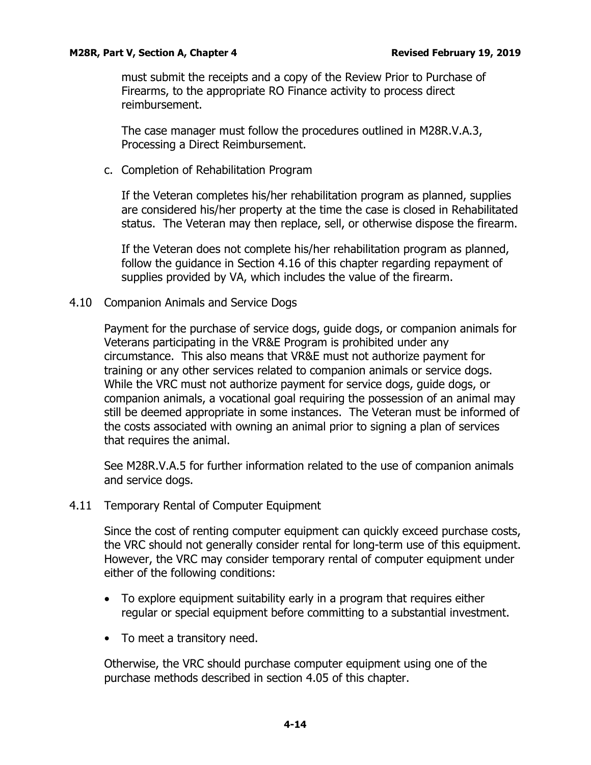must submit the receipts and a copy of the Review Prior to Purchase of Firearms, to the appropriate RO Finance activity to process direct reimbursement.

The case manager must follow the procedures outlined in M28R.V.A.3, Processing a Direct Reimbursement.

c. Completion of Rehabilitation Program

If the Veteran completes his/her rehabilitation program as planned, supplies are considered his/her property at the time the case is closed in Rehabilitated status. The Veteran may then replace, sell, or otherwise dispose the firearm.

If the Veteran does not complete his/her rehabilitation program as planned, follow the guidance in Section 4.16 of this chapter regarding repayment of supplies provided by VA, which includes the value of the firearm.

## 4.10 Companion Animals and Service Dogs

Payment for the purchase of service dogs, guide dogs, or companion animals for Veterans participating in the VR&E Program is prohibited under any circumstance. This also means that VR&E must not authorize payment for training or any other services related to companion animals or service dogs. While the VRC must not authorize payment for service dogs, guide dogs, or companion animals, a vocational goal requiring the possession of an animal may still be deemed appropriate in some instances. The Veteran must be informed of the costs associated with owning an animal prior to signing a plan of services that requires the animal.

See M28R.V.A.5 for further information related to the use of companion animals and service dogs.

## 4.11 Temporary Rental of Computer Equipment

Since the cost of renting computer equipment can quickly exceed purchase costs, the VRC should not generally consider rental for long-term use of this equipment. However, the VRC may consider temporary rental of computer equipment under either of the following conditions:

- To explore equipment suitability early in a program that requires either regular or special equipment before committing to a substantial investment.
- To meet a transitory need.

Otherwise, the VRC should purchase computer equipment using one of the purchase methods described in section 4.05 of this chapter.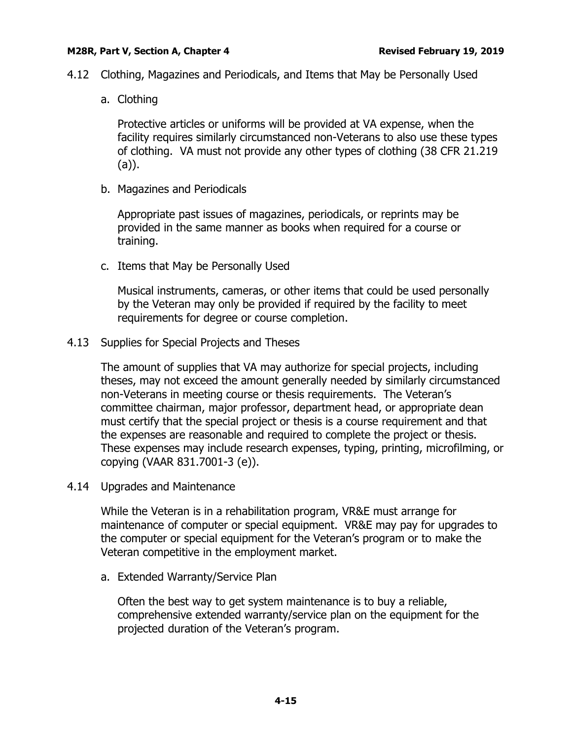## 4.12 Clothing, Magazines and Periodicals, and Items that May be Personally Used

### a. Clothing

Protective articles or uniforms will be provided at VA expense, when the facility requires similarly circumstanced non-Veterans to also use these types of clothing. VA must not provide any other types of clothing (38 CFR 21.219 (a)).

### b. Magazines and Periodicals

Appropriate past issues of magazines, periodicals, or reprints may be provided in the same manner as books when required for a course or training.

### c. Items that May be Personally Used

Musical instruments, cameras, or other items that could be used personally by the Veteran may only be provided if required by the facility to meet requirements for degree or course completion.

## 4.13 Supplies for Special Projects and Theses

The amount of supplies that VA may authorize for special projects, including theses, may not exceed the amount generally needed by similarly circumstanced non-Veterans in meeting course or thesis requirements. The Veteran's committee chairman, major professor, department head, or appropriate dean must certify that the special project or thesis is a course requirement and that the expenses are reasonable and required to complete the project or thesis. These expenses may include research expenses, typing, printing, microfilming, or copying (VAAR 831.7001-3 (e)).

## 4.14 Upgrades and Maintenance

While the Veteran is in a rehabilitation program, VR&E must arrange for maintenance of computer or special equipment. VR&E may pay for upgrades to the computer or special equipment for the Veteran's program or to make the Veteran competitive in the employment market.

### a. Extended Warranty/Service Plan

Often the best way to get system maintenance is to buy a reliable, comprehensive extended warranty/service plan on the equipment for the projected duration of the Veteran's program.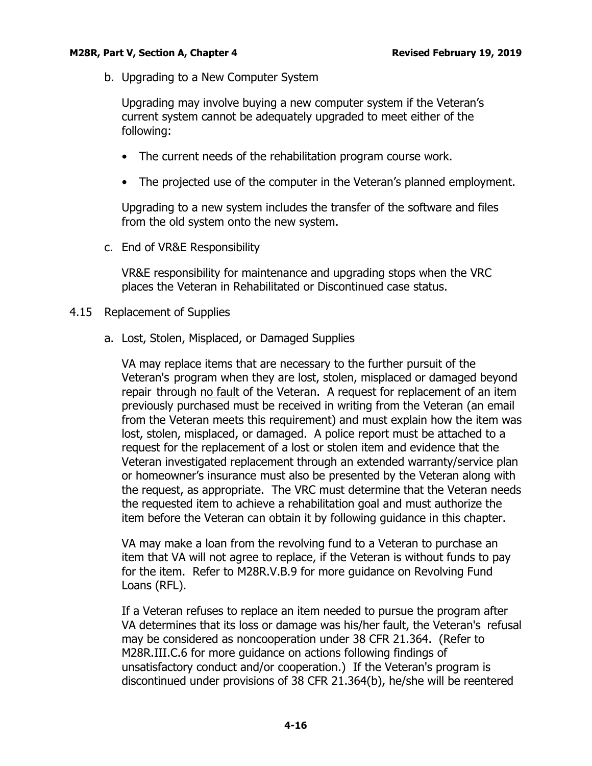b. Upgrading to a New Computer System

Upgrading may involve buying a new computer system if the Veteran's current system cannot be adequately upgraded to meet either of the following:

- The current needs of the rehabilitation program course work.
- The projected use of the computer in the Veteran's planned employment.

Upgrading to a new system includes the transfer of the software and files from the old system onto the new system.

c. End of VR&E Responsibility

VR&E responsibility for maintenance and upgrading stops when the VRC places the Veteran in Rehabilitated or Discontinued case status.

## 4.15 Replacement of Supplies

a. Lost, Stolen, Misplaced, or Damaged Supplies

VA may replace items that are necessary to the further pursuit of the Veteran's program when they are lost, stolen, misplaced or damaged beyond repair through <u>no fault</u> of the Veteran. A request for replacement of an item previously purchased must be received in writing from the Veteran (an email from the Veteran meets this requirement) and must explain how the item was lost, stolen, misplaced, or damaged. A police report must be attached to a request for the replacement of a lost or stolen item and evidence that the Veteran investigated replacement through an extended warranty/service plan or homeowner's insurance must also be presented by the Veteran along with the request, as appropriate. The VRC must determine that the Veteran needs the requested item to achieve a rehabilitation goal and must authorize the item before the Veteran can obtain it by following guidance in this chapter.

VA may make a loan from the revolving fund to a Veteran to purchase an item that VA will not agree to replace, if the Veteran is without funds to pay for the item. Refer to M28R.V.B.9 for more guidance on Revolving Fund Loans (RFL).

If a Veteran refuses to replace an item needed to pursue the program after VA determines that its loss or damage was his/her fault, the Veteran's refusal may be considered as noncooperation under 38 CFR 21.364. (Refer to M28R.III.C.6 for more guidance on actions following findings of unsatisfactory conduct and/or cooperation.) If the Veteran's program is discontinued under provisions of 38 CFR 21.364(b), he/she will be reentered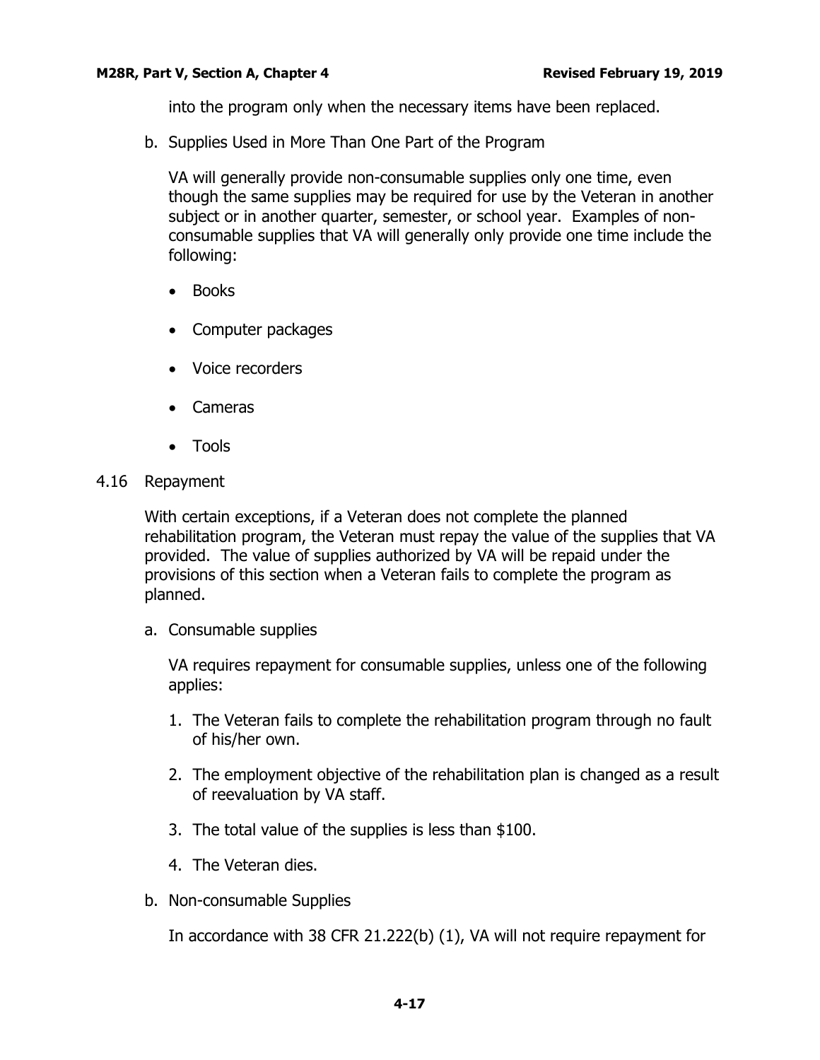into the program only when the necessary items have been replaced.

b. Supplies Used in More Than One Part of the Program

VA will generally provide non-consumable supplies only one time, even though the same supplies may be required for use by the Veteran in another subject or in another quarter, semester, or school year. Examples of non-consumable supplies that VA will generally only provide one time include the following:

- Books
- Computer packages
- Voice recorders
- Cameras
- Tools

## 4.16 Repayment

With certain exceptions, if a Veteran does not complete the planned rehabilitation program, the Veteran must repay the value of the supplies that VA provided. The value of supplies authorized by VA will be repaid under the provisions of this section when a Veteran fails to complete the program as planned.

a. Consumable supplies

VA requires repayment for consumable supplies, unless one of the following applies:

1. The Veteran fails to complete the rehabilitation program through no fault of his/her own.
2. The employment objective of the rehabilitation plan is changed as a result of reevaluation by VA staff.
3. The total value of the supplies is less than $100.
4. The Veteran dies.

b. Non-consumable Supplies

In accordance with 38 CFR 21.222(b) (1), VA will not require repayment for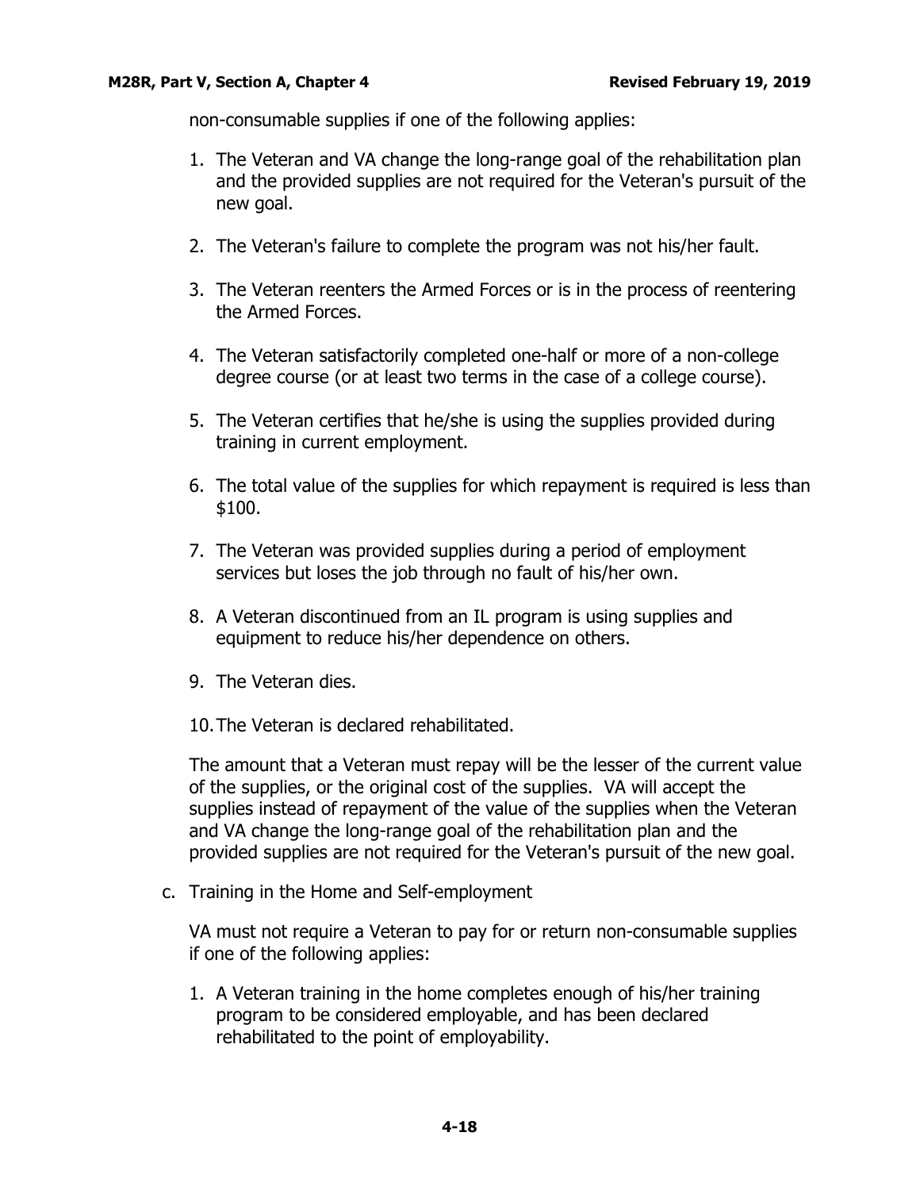non-consumable supplies if one of the following applies:

1. The Veteran and VA change the long-range goal of the rehabilitation plan and the provided supplies are not required for the Veteran's pursuit of the new goal.
2. The Veteran's failure to complete the program was not his/her fault.
3. The Veteran reenters the Armed Forces or is in the process of reentering the Armed Forces.
4. The Veteran satisfactorily completed one-half or more of a non-college degree course (or at least two terms in the case of a college course).
5. The Veteran certifies that he/she is using the supplies provided during training in current employment.
6. The total value of the supplies for which repayment is required is less than $100.
7. The Veteran was provided supplies during a period of employment services but loses the job through no fault of his/her own.
8. A Veteran discontinued from an IL program is using supplies and equipment to reduce his/her dependence on others.
9. The Veteran dies.
10. The Veteran is declared rehabilitated.

The amount that a Veteran must repay will be the lesser of the current value of the supplies, or the original cost of the supplies. VA will accept the supplies instead of repayment of the value of the supplies when the Veteran and VA change the long-range goal of the rehabilitation plan and the provided supplies are not required for the Veteran's pursuit of the new goal.

c. Training in the Home and Self-employment

VA must not require a Veteran to pay for or return non-consumable supplies if one of the following applies:

1. A Veteran training in the home completes enough of his/her training program to be considered employable, and has been declared rehabilitated to the point of employability.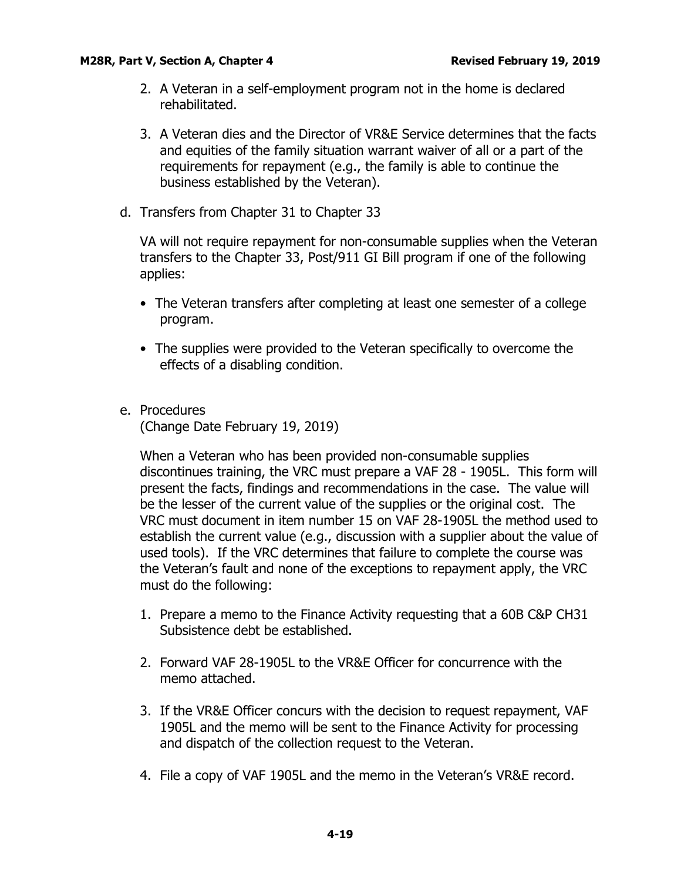2. A Veteran in a self-employment program not in the home is declared rehabilitated.

3. A Veteran dies and the Director of VR&E Service determines that the facts and equities of the family situation warrant waiver of all or a part of the requirements for repayment (e.g., the family is able to continue the business established by the Veteran).

d. Transfers from Chapter 31 to Chapter 33

VA will not require repayment for non-consumable supplies when the Veteran transfers to the Chapter 33, Post/911 GI Bill program if one of the following applies:

- The Veteran transfers after completing at least one semester of a college program.
- The supplies were provided to the Veteran specifically to overcome the effects of a disabling condition.

e. Procedures
(Change Date February 19, 2019)

When a Veteran who has been provided non-consumable supplies discontinues training, the VRC must prepare a VAF 28 - 1905L. This form will present the facts, findings and recommendations in the case. The value will be the lesser of the current value of the supplies or the original cost. The VRC must document in item number 15 on VAF 28-1905L the method used to establish the current value (e.g., discussion with a supplier about the value of used tools). If the VRC determines that failure to complete the course was the Veteran's fault and none of the exceptions to repayment apply, the VRC must do the following:

1. Prepare a memo to the Finance Activity requesting that a 60B C&P CH31 Subsistence debt be established.

2. Forward VAF 28-1905L to the VR&E Officer for concurrence with the memo attached.

3. If the VR&E Officer concurs with the decision to request repayment, VAF 1905L and the memo will be sent to the Finance Activity for processing and dispatch of the collection request to the Veteran.

4. File a copy of VAF 1905L and the memo in the Veteran's VR&E record.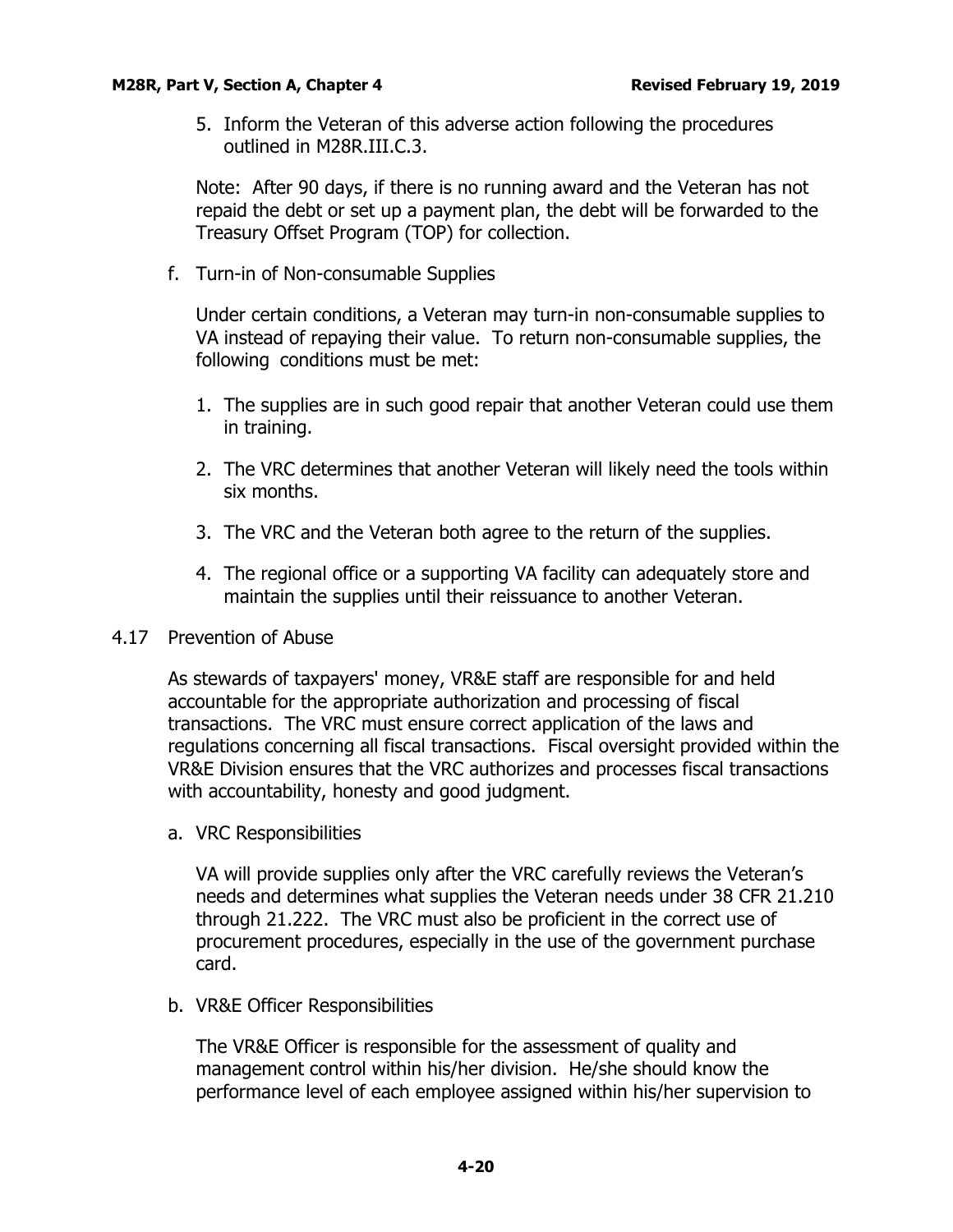5. Inform the Veteran of this adverse action following the procedures outlined in M28R.III.C.3.

Note: After 90 days, if there is no running award and the Veteran has not repaid the debt or set up a payment plan, the debt will be forwarded to the Treasury Offset Program (TOP) for collection.

f. Turn-in of Non-consumable Supplies

Under certain conditions, a Veteran may turn-in non-consumable supplies to VA instead of repaying their value. To return non-consumable supplies, the following conditions must be met:

1. The supplies are in such good repair that another Veteran could use them in training.
2. The VRC determines that another Veteran will likely need the tools within six months.
3. The VRC and the Veteran both agree to the return of the supplies.
4. The regional office or a supporting VA facility can adequately store and maintain the supplies until their reissuance to another Veteran.

## 4.17 Prevention of Abuse

As stewards of taxpayers' money, VR&E staff are responsible for and held accountable for the appropriate authorization and processing of fiscal transactions. The VRC must ensure correct application of the laws and regulations concerning all fiscal transactions. Fiscal oversight provided within the VR&E Division ensures that the VRC authorizes and processes fiscal transactions with accountability, honesty and good judgment.

a. VRC Responsibilities

VA will provide supplies only after the VRC carefully reviews the Veteran's needs and determines what supplies the Veteran needs under 38 CFR 21.210 through 21.222. The VRC must also be proficient in the correct use of procurement procedures, especially in the use of the government purchase card.

b. VR&E Officer Responsibilities

The VR&E Officer is responsible for the assessment of quality and management control within his/her division. He/she should know the performance level of each employee assigned within his/her supervision to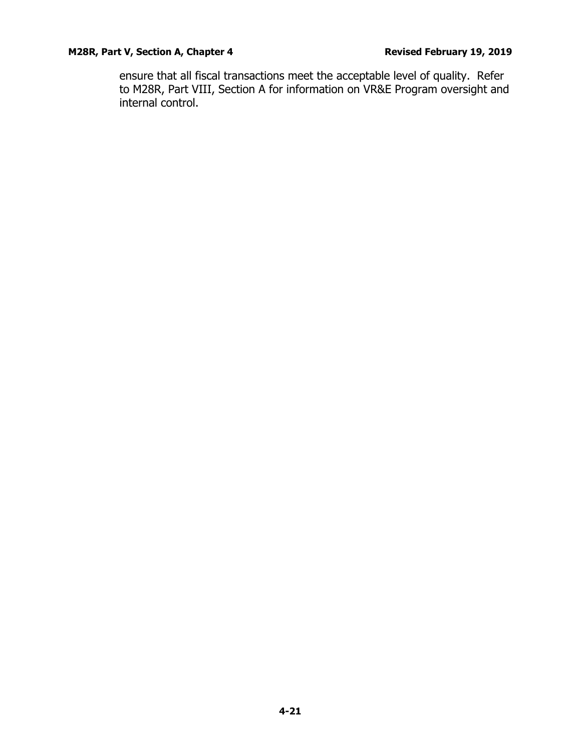ensure that all fiscal transactions meet the acceptable level of quality. Refer to M28R, Part VIII, Section A for information on VR&E Program oversight and internal control.